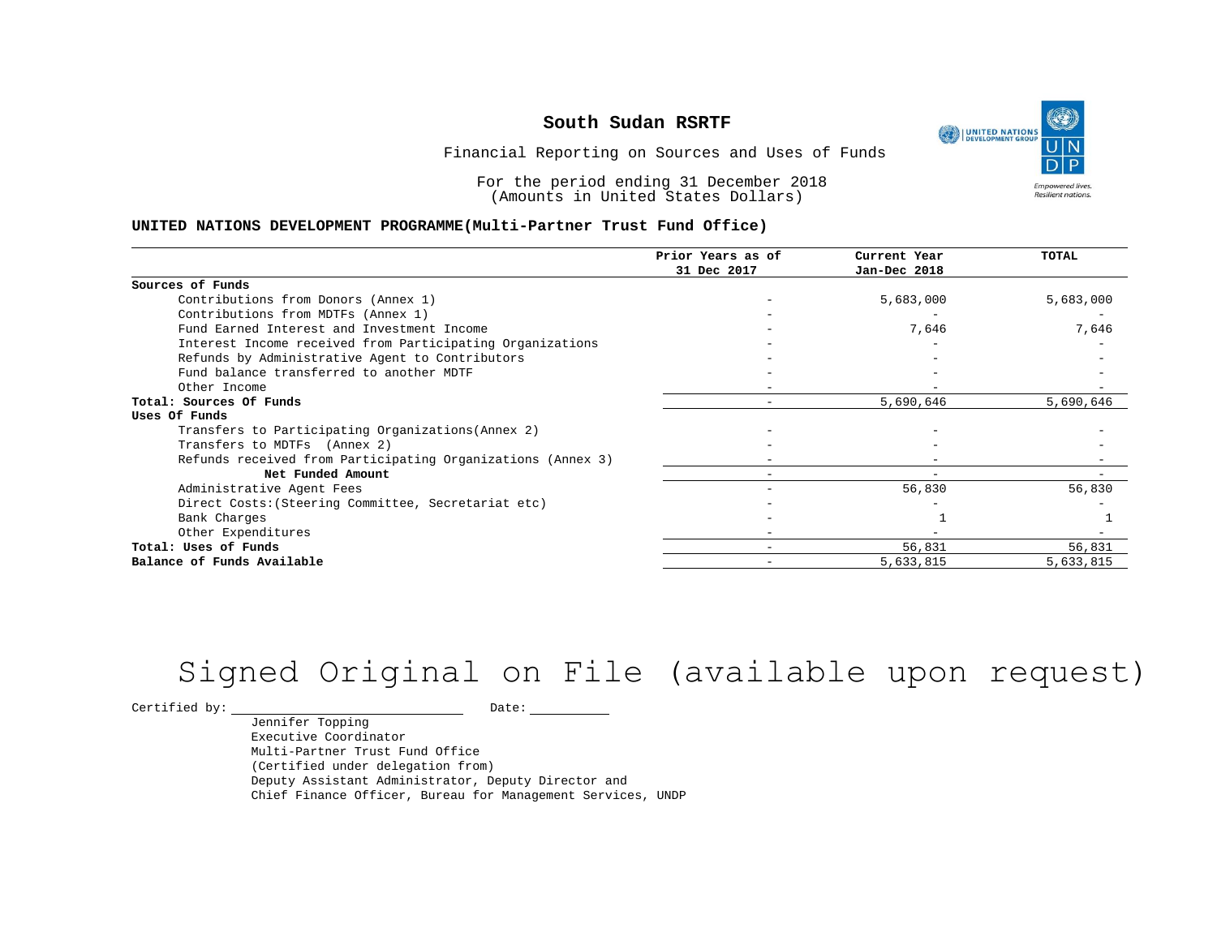# South Sudan RSRTF

Financial Reporting on Sources and Uses of Funds

For the period ending 31 December 2018
(Amounts in United States Dollars)

**UNITED NATIONS DEVELOPMENT PROGRAMME(Multi-Partner Trust Fund Office)**

| | Prior Years as of 31 Dec 2017 | Current Year Jan-Dec 2018 | TOTAL |
|---|---|---|---|
| **Sources of Funds** | | | |
| Contributions from Donors (Annex 1) | - | 5,683,000 | 5,683,000 |
| Contributions from MDTFs (Annex 1) | - | - | - |
| Fund Earned Interest and Investment Income | - | 7,646 | 7,646 |
| Interest Income received from Participating Organizations | - | - | - |
| Refunds by Administrative Agent to Contributors | - | - | - |
| Fund balance transferred to another MDTF | - | - | - |
| Other Income | - | - | - |
| **Total: Sources Of Funds** | - | 5,690,646 | 5,690,646 |
| **Uses Of Funds** | | | |
| Transfers to Participating Organizations(Annex 2) | - | - | - |
| Transfers to MDTFs (Annex 2) | - | - | - |
| Refunds received from Participating Organizations (Annex 3) | - | - | - |
| **Net Funded Amount** | - | - | - |
| Administrative Agent Fees | - | 56,830 | 56,830 |
| Direct Costs:(Steering Committee, Secretariat etc) | - | - | - |
| Bank Charges | - | 1 | 1 |
| Other Expenditures | - | - | - |
| **Total: Uses of Funds** | - | 56,831 | 56,831 |
| **Balance of Funds Available** | - | 5,633,815 | 5,633,815 |

Signed Original on File (available upon request)

Certified by: ____________________ Date: __________

Jennifer Topping
Executive Coordinator
Multi-Partner Trust Fund Office
(Certified under delegation from)
Deputy Assistant Administrator, Deputy Director and
Chief Finance Officer, Bureau for Management Services, UNDP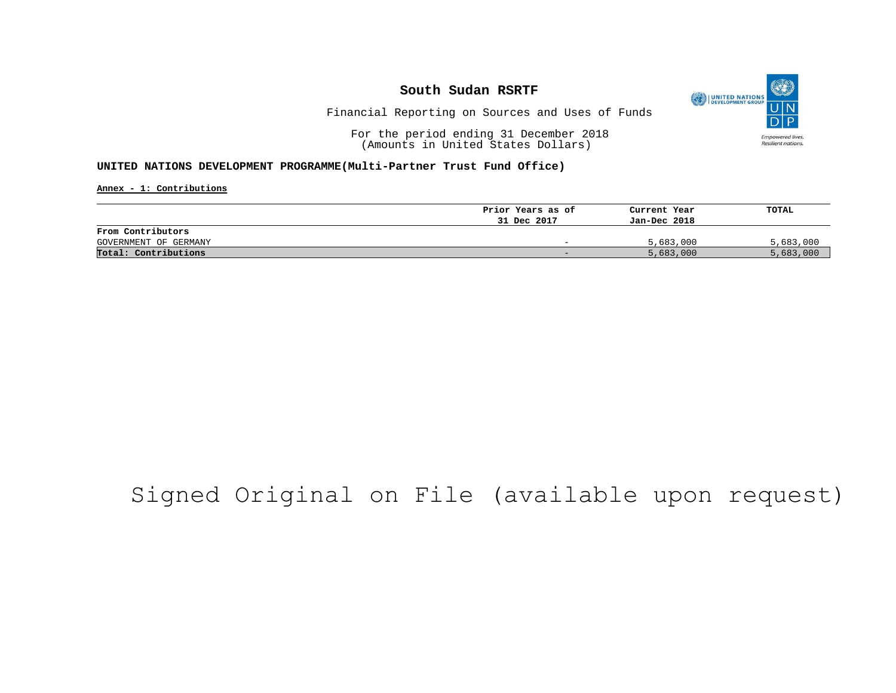# South Sudan RSRTF

Financial Reporting on Sources and Uses of Funds

For the period ending 31 December 2018
(Amounts in United States Dollars)

**UNITED NATIONS DEVELOPMENT PROGRAMME(Multi-Partner Trust Fund Office)**

**Annex - 1: Contributions**

| | Prior Years as of 31 Dec 2017 | Current Year Jan-Dec 2018 | TOTAL |
|---|---|---|---|
| **From Contributors** | | | |
| GOVERNMENT OF GERMANY | - | 5,683,000 | 5,683,000 |
| **Total: Contributions** | - | 5,683,000 | 5,683,000 |

Signed Original on File (available upon request)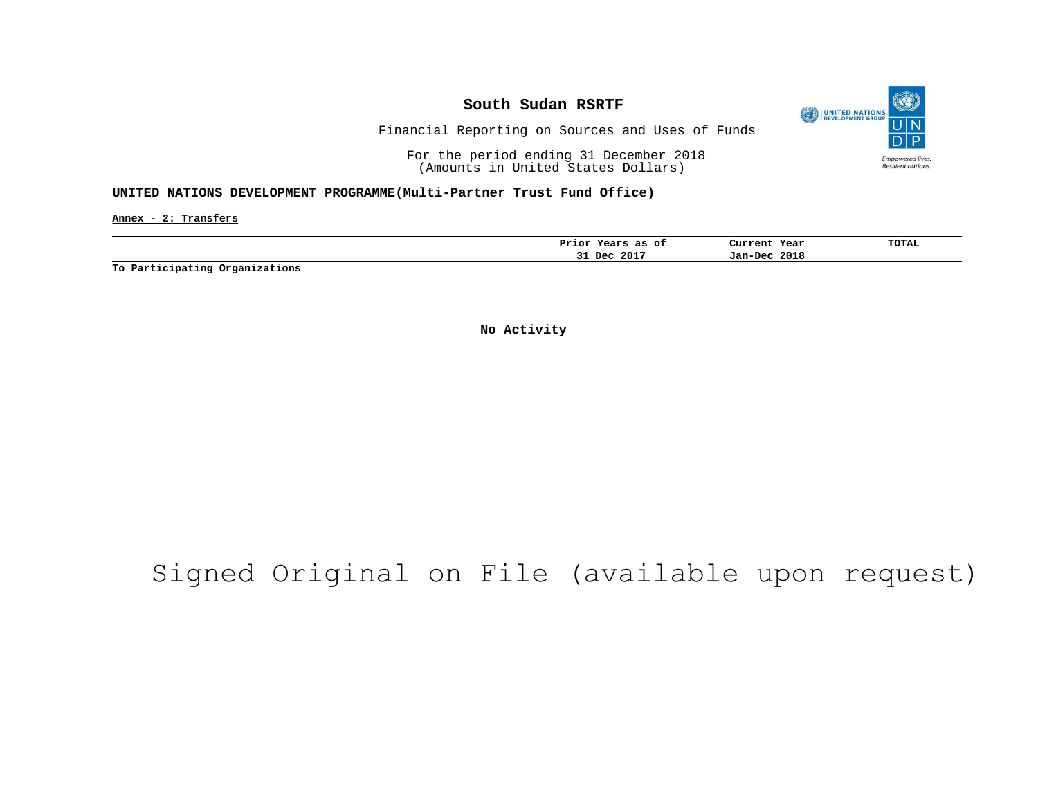# South Sudan RSRTF

Financial Reporting on Sources and Uses of Funds

For the period ending 31 December 2018
(Amounts in United States Dollars)

**UNITED NATIONS DEVELOPMENT PROGRAMME(Multi-Partner Trust Fund Office)**

**Annex - 2: Transfers**

| | Prior Years as of 31 Dec 2017 | Current Year Jan-Dec 2018 | TOTAL |
|---|---|---|---|
| **To Participating Organizations** | | | |

**No Activity**

Signed Original on File (available upon request)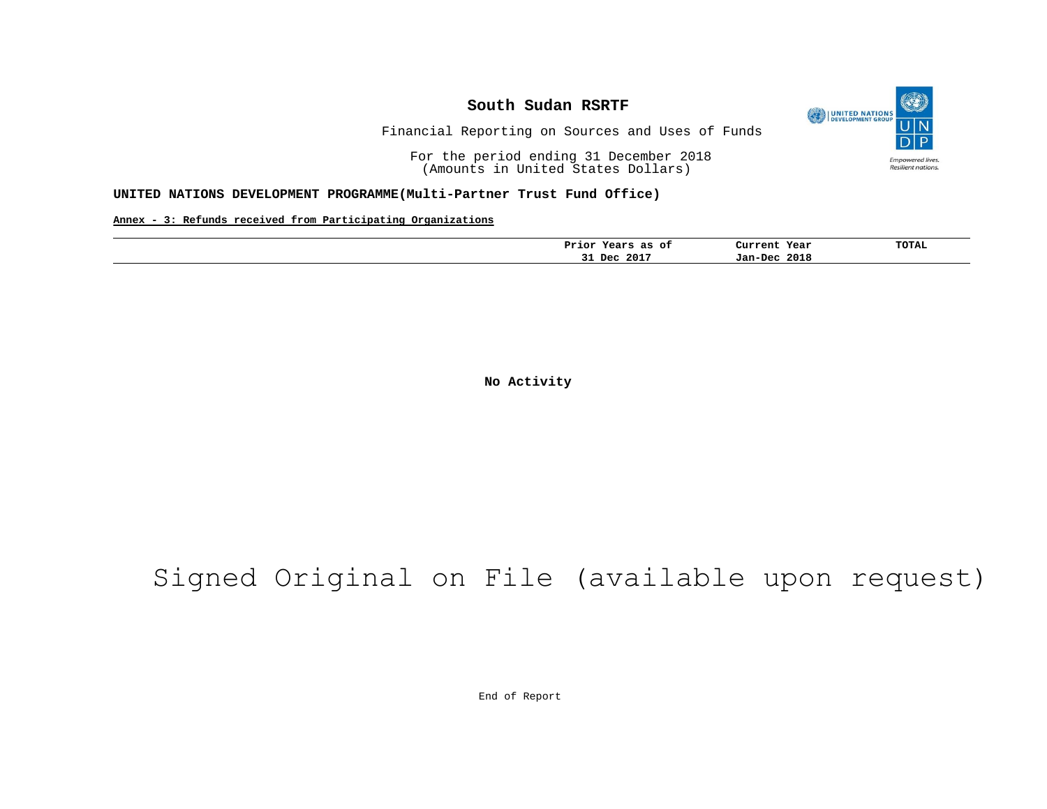# South Sudan RSRTF

Financial Reporting on Sources and Uses of Funds

For the period ending 31 December 2018
(Amounts in United States Dollars)

**UNITED NATIONS DEVELOPMENT PROGRAMME(Multi-Partner Trust Fund Office)**

**Annex - 3: Refunds received from Participating Organizations**

| | Prior Years as of 31 Dec 2017 | Current Year Jan-Dec 2018 | TOTAL |
|---|---|---|---|

**No Activity**

Signed Original on File (available upon request)

End of Report